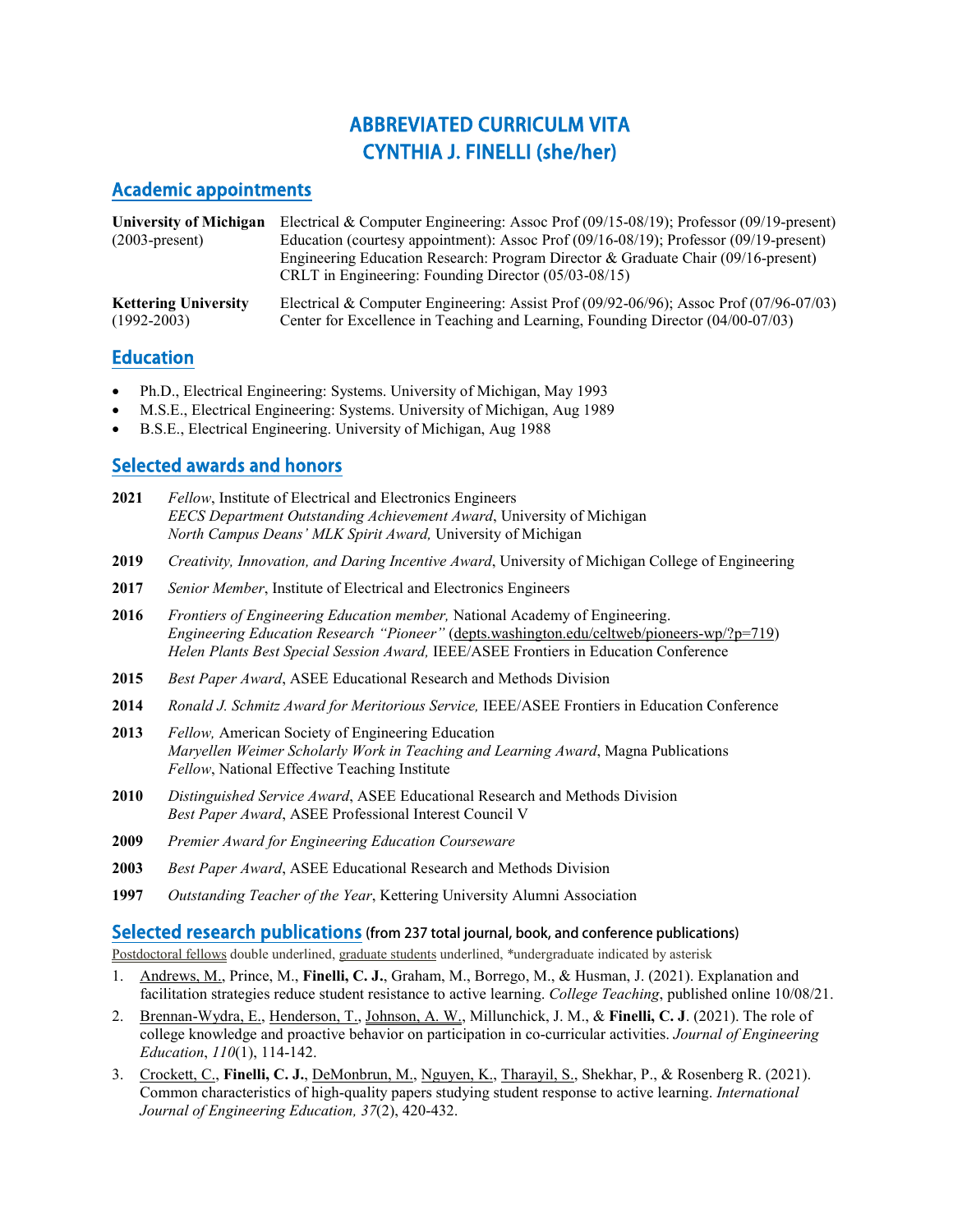# ABBREVIATED CURRICULM VITA
# CYNTHIA J. FINELLI (she/her)

## Academic appointments

| | |
|---|---|
| **University of Michigan** (2003-present) | Electrical & Computer Engineering: Assoc Prof (09/15-08/19); Professor (09/19-present)<br>Education (courtesy appointment): Assoc Prof (09/16-08/19); Professor (09/19-present)<br>Engineering Education Research: Program Director & Graduate Chair (09/16-present)<br>CRLT in Engineering: Founding Director (05/03-08/15) |
| **Kettering University** (1992-2003) | Electrical & Computer Engineering: Assist Prof (09/92-06/96); Assoc Prof (07/96-07/03)<br>Center for Excellence in Teaching and Learning, Founding Director (04/00-07/03) |

## Education

- Ph.D., Electrical Engineering: Systems. University of Michigan, May 1993
- M.S.E., Electrical Engineering: Systems. University of Michigan, Aug 1989
- B.S.E., Electrical Engineering. University of Michigan, Aug 1988

## Selected awards and honors

**2021** *Fellow*, Institute of Electrical and Electronics Engineers
*EECS Department Outstanding Achievement Award*, University of Michigan
*North Campus Deans' MLK Spirit Award,* University of Michigan

**2019** *Creativity, Innovation, and Daring Incentive Award*, University of Michigan College of Engineering

**2017** *Senior Member*, Institute of Electrical and Electronics Engineers

**2016** *Frontiers of Engineering Education member,* National Academy of Engineering.
*Engineering Education Research "Pioneer"* (depts.washington.edu/celtweb/pioneers-wp/?p=719)
*Helen Plants Best Special Session Award,* IEEE/ASEE Frontiers in Education Conference

**2015** *Best Paper Award*, ASEE Educational Research and Methods Division

**2014** *Ronald J. Schmitz Award for Meritorious Service,* IEEE/ASEE Frontiers in Education Conference

**2013** *Fellow,* American Society of Engineering Education
*Maryellen Weimer Scholarly Work in Teaching and Learning Award*, Magna Publications
*Fellow*, National Effective Teaching Institute

**2010** *Distinguished Service Award*, ASEE Educational Research and Methods Division
*Best Paper Award*, ASEE Professional Interest Council V

**2009** *Premier Award for Engineering Education Courseware*

**2003** *Best Paper Award*, ASEE Educational Research and Methods Division

**1997** *Outstanding Teacher of the Year*, Kettering University Alumni Association

## Selected research publications (from 237 total journal, book, and conference publications)

Postdoctoral fellows double underlined, graduate students underlined, *undergraduate indicated by asterisk

1. Andrews, M., Prince, M., **Finelli, C. J.**, Graham, M., Borrego, M., & Husman, J. (2021). Explanation and facilitation strategies reduce student resistance to active learning. *College Teaching*, published online 10/08/21.
2. Brennan-Wydra, E., Henderson, T., Johnson, A. W., Millunchick, J. M., & **Finelli, C. J**. (2021). The role of college knowledge and proactive behavior on participation in co-curricular activities. *Journal of Engineering Education*, *110*(1), 114-142.
3. Crockett, C., **Finelli, C. J.**, DeMonbrun, M., Nguyen, K., Tharayil, S., Shekhar, P., & Rosenberg R. (2021). Common characteristics of high-quality papers studying student response to active learning. *International Journal of Engineering Education, 37*(2), 420-432.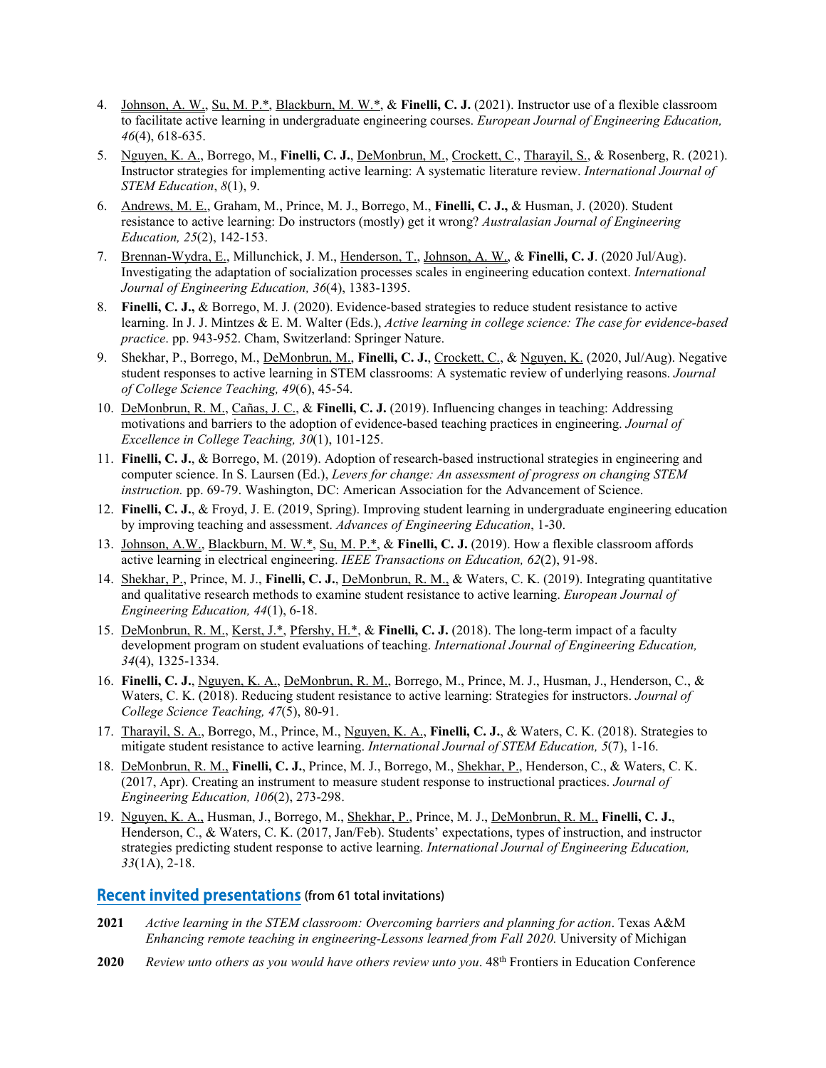4. Johnson, A. W., Su, M. P.*, Blackburn, M. W.*, & **Finelli, C. J.** (2021). Instructor use of a flexible classroom to facilitate active learning in undergraduate engineering courses. *European Journal of Engineering Education, 46*(4), 618-635.
5. Nguyen, K. A., Borrego, M., **Finelli, C. J.**, DeMonbrun, M., Crockett, C., Tharayil, S., & Rosenberg, R. (2021). Instructor strategies for implementing active learning: A systematic literature review. *International Journal of STEM Education*, *8*(1), 9.
6. Andrews, M. E., Graham, M., Prince, M. J., Borrego, M., **Finelli, C. J.,** & Husman, J. (2020). Student resistance to active learning: Do instructors (mostly) get it wrong? *Australasian Journal of Engineering Education, 25*(2), 142-153.
7. Brennan-Wydra, E., Millunchick, J. M., Henderson, T., Johnson, A. W., & **Finelli, C. J**. (2020 Jul/Aug). Investigating the adaptation of socialization processes scales in engineering education context. *International Journal of Engineering Education, 36*(4), 1383-1395.
8. **Finelli, C. J.,** & Borrego, M. J. (2020). Evidence-based strategies to reduce student resistance to active learning. In J. J. Mintzes & E. M. Walter (Eds.), *Active learning in college science: The case for evidence-based practice*. pp. 943-952. Cham, Switzerland: Springer Nature.
9. Shekhar, P., Borrego, M., DeMonbrun, M., **Finelli, C. J.**, Crockett, C., & Nguyen, K. (2020, Jul/Aug). Negative student responses to active learning in STEM classrooms: A systematic review of underlying reasons. *Journal of College Science Teaching, 49*(6), 45-54.
10. DeMonbrun, R. M., Cañas, J. C., & **Finelli, C. J.** (2019). Influencing changes in teaching: Addressing motivations and barriers to the adoption of evidence-based teaching practices in engineering. *Journal of Excellence in College Teaching, 30*(1), 101-125.
11. **Finelli, C. J.**, & Borrego, M. (2019). Adoption of research-based instructional strategies in engineering and computer science. In S. Laursen (Ed.), *Levers for change: An assessment of progress on changing STEM instruction.* pp. 69-79. Washington, DC: American Association for the Advancement of Science.
12. **Finelli, C. J.**, & Froyd, J. E. (2019, Spring). Improving student learning in undergraduate engineering education by improving teaching and assessment. *Advances of Engineering Education*, 1-30.
13. Johnson, A.W., Blackburn, M. W.*, Su, M. P.*, & **Finelli, C. J.** (2019). How a flexible classroom affords active learning in electrical engineering. *IEEE Transactions on Education, 62*(2), 91-98.
14. Shekhar, P., Prince, M. J., **Finelli, C. J.**, DeMonbrun, R. M., & Waters, C. K. (2019). Integrating quantitative and qualitative research methods to examine student resistance to active learning. *European Journal of Engineering Education, 44*(1), 6-18.
15. DeMonbrun, R. M., Kerst, J.*, Pfershy, H.*, & **Finelli, C. J.** (2018). The long-term impact of a faculty development program on student evaluations of teaching. *International Journal of Engineering Education, 34*(4), 1325-1334.
16. **Finelli, C. J.**, Nguyen, K. A., DeMonbrun, R. M., Borrego, M., Prince, M. J., Husman, J., Henderson, C., & Waters, C. K. (2018). Reducing student resistance to active learning: Strategies for instructors. *Journal of College Science Teaching, 47*(5), 80-91.
17. Tharayil, S. A., Borrego, M., Prince, M., Nguyen, K. A., **Finelli, C. J.**, & Waters, C. K. (2018). Strategies to mitigate student resistance to active learning. *International Journal of STEM Education, 5*(7), 1-16.
18. DeMonbrun, R. M., **Finelli, C. J.**, Prince, M. J., Borrego, M., Shekhar, P., Henderson, C., & Waters, C. K. (2017, Apr). Creating an instrument to measure student response to instructional practices. *Journal of Engineering Education, 106*(2), 273-298.
19. Nguyen, K. A., Husman, J., Borrego, M., Shekhar, P., Prince, M. J., DeMonbrun, R. M., **Finelli, C. J.**, Henderson, C., & Waters, C. K. (2017, Jan/Feb). Students' expectations, types of instruction, and instructor strategies predicting student response to active learning. *International Journal of Engineering Education, 33*(1A), 2-18.

## Recent invited presentations (from 61 total invitations)

**2021** *Active learning in the STEM classroom: Overcoming barriers and planning for action*. Texas A&M
*Enhancing remote teaching in engineering-Lessons learned from Fall 2020.* University of Michigan

**2020** *Review unto others as you would have others review unto you*. 48th Frontiers in Education Conference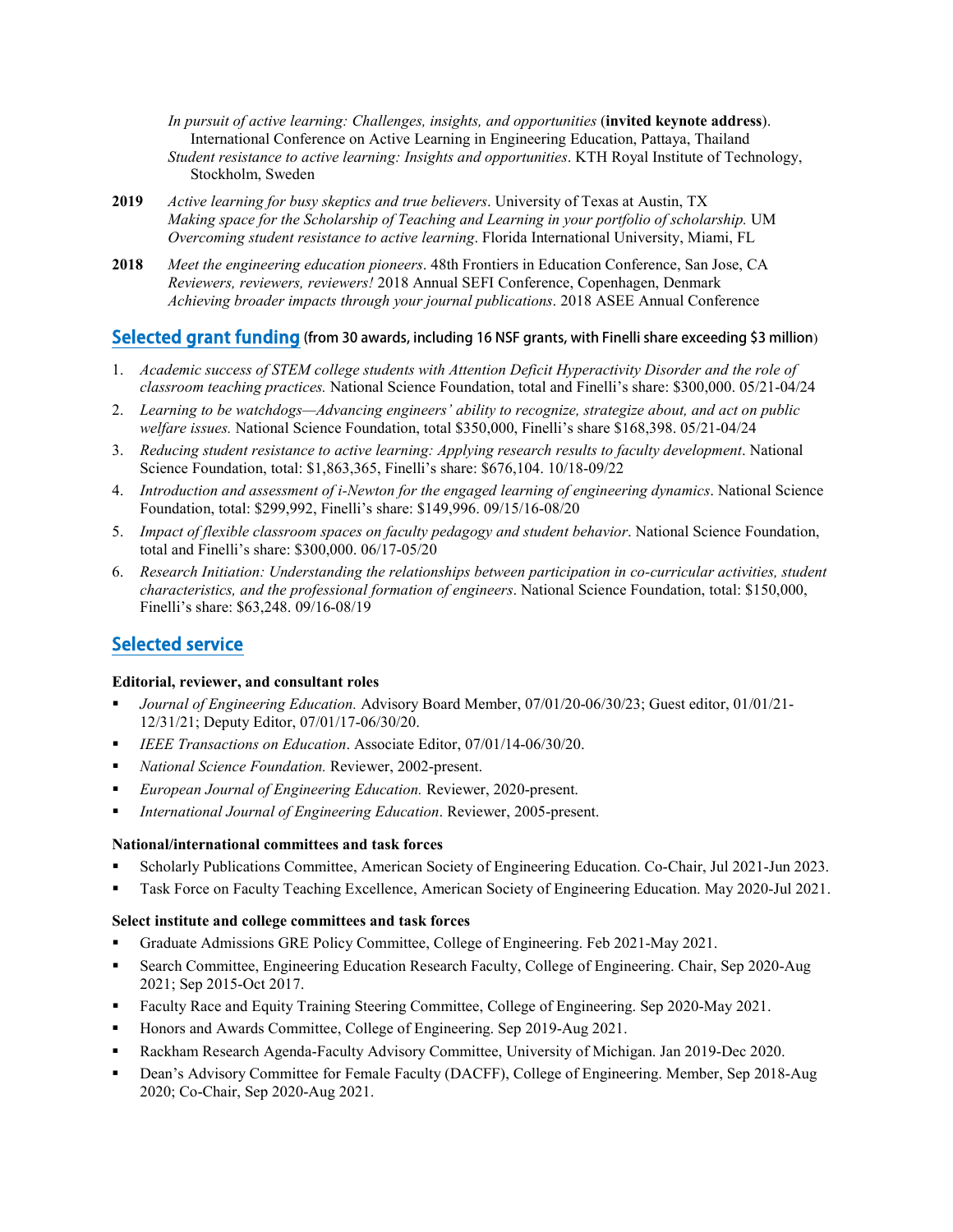*In pursuit of active learning: Challenges, insights, and opportunities* (**invited keynote address**). International Conference on Active Learning in Engineering Education, Pattaya, Thailand

*Student resistance to active learning: Insights and opportunities*. KTH Royal Institute of Technology, Stockholm, Sweden

**2019** *Active learning for busy skeptics and true believers*. University of Texas at Austin, TX
*Making space for the Scholarship of Teaching and Learning in your portfolio of scholarship.* UM
*Overcoming student resistance to active learning*. Florida International University, Miami, FL

**2018** *Meet the engineering education pioneers*. 48th Frontiers in Education Conference, San Jose, CA
*Reviewers, reviewers, reviewers!* 2018 Annual SEFI Conference, Copenhagen, Denmark
*Achieving broader impacts through your journal publications*. 2018 ASEE Annual Conference

## Selected grant funding (from 30 awards, including 16 NSF grants, with Finelli share exceeding $3 million)

1. *Academic success of STEM college students with Attention Deficit Hyperactivity Disorder and the role of classroom teaching practices.* National Science Foundation, total and Finelli's share: $300,000. 05/21-04/24
2. *Learning to be watchdogs—Advancing engineers' ability to recognize, strategize about, and act on public welfare issues.* National Science Foundation, total $350,000, Finelli's share $168,398. 05/21-04/24
3. *Reducing student resistance to active learning: Applying research results to faculty development*. National Science Foundation, total: $1,863,365, Finelli's share: $676,104. 10/18-09/22
4. *Introduction and assessment of i-Newton for the engaged learning of engineering dynamics*. National Science Foundation, total: $299,992, Finelli's share: $149,996. 09/15/16-08/20
5. *Impact of flexible classroom spaces on faculty pedagogy and student behavior*. National Science Foundation, total and Finelli's share: $300,000. 06/17-05/20
6. *Research Initiation: Understanding the relationships between participation in co-curricular activities, student characteristics, and the professional formation of engineers*. National Science Foundation, total: $150,000, Finelli's share: $63,248. 09/16-08/19

## Selected service

**Editorial, reviewer, and consultant roles**

- *Journal of Engineering Education.* Advisory Board Member, 07/01/20-06/30/23; Guest editor, 01/01/21-12/31/21; Deputy Editor, 07/01/17-06/30/20.
- *IEEE Transactions on Education*. Associate Editor, 07/01/14-06/30/20.
- *National Science Foundation.* Reviewer, 2002-present.
- *European Journal of Engineering Education.* Reviewer, 2020-present.
- *International Journal of Engineering Education*. Reviewer, 2005-present.

**National/international committees and task forces**

- Scholarly Publications Committee, American Society of Engineering Education. Co-Chair, Jul 2021-Jun 2023.
- Task Force on Faculty Teaching Excellence, American Society of Engineering Education. May 2020-Jul 2021.

**Select institute and college committees and task forces**

- Graduate Admissions GRE Policy Committee, College of Engineering. Feb 2021-May 2021.
- Search Committee, Engineering Education Research Faculty, College of Engineering. Chair, Sep 2020-Aug 2021; Sep 2015-Oct 2017.
- Faculty Race and Equity Training Steering Committee, College of Engineering. Sep 2020-May 2021.
- Honors and Awards Committee, College of Engineering. Sep 2019-Aug 2021.
- Rackham Research Agenda-Faculty Advisory Committee, University of Michigan. Jan 2019-Dec 2020.
- Dean's Advisory Committee for Female Faculty (DACFF), College of Engineering. Member, Sep 2018-Aug 2020; Co-Chair, Sep 2020-Aug 2021.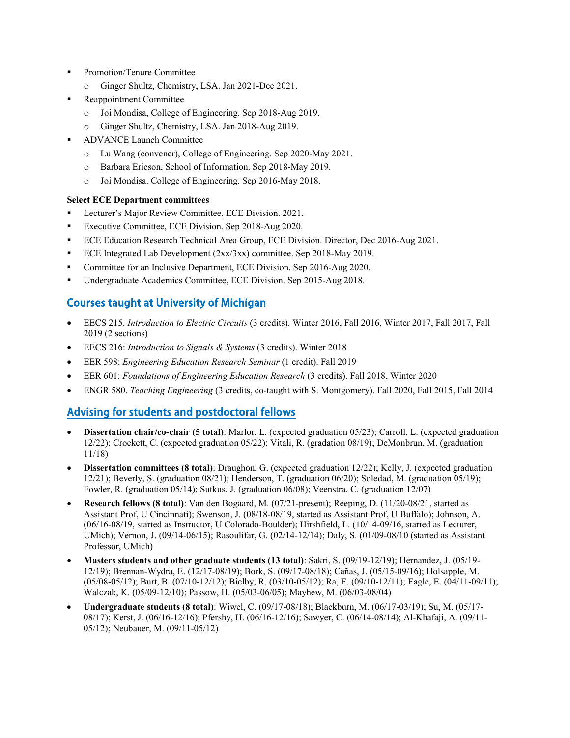- Promotion/Tenure Committee
  - Ginger Shultz, Chemistry, LSA. Jan 2021-Dec 2021.
- Reappointment Committee
  - Joi Mondisa, College of Engineering. Sep 2018-Aug 2019.
  - Ginger Shultz, Chemistry, LSA. Jan 2018-Aug 2019.
- ADVANCE Launch Committee
  - Lu Wang (convener), College of Engineering. Sep 2020-May 2021.
  - Barbara Ericson, School of Information. Sep 2018-May 2019.
  - Joi Mondisa. College of Engineering. Sep 2016-May 2018.

**Select ECE Department committees**

- Lecturer's Major Review Committee, ECE Division. 2021.
- Executive Committee, ECE Division. Sep 2018-Aug 2020.
- ECE Education Research Technical Area Group, ECE Division. Director, Dec 2016-Aug 2021.
- ECE Integrated Lab Development (2xx/3xx) committee. Sep 2018-May 2019.
- Committee for an Inclusive Department, ECE Division. Sep 2016-Aug 2020.
- Undergraduate Academics Committee, ECE Division. Sep 2015-Aug 2018.

## Courses taught at University of Michigan

- EECS 215. *Introduction to Electric Circuits* (3 credits). Winter 2016, Fall 2016, Winter 2017, Fall 2017, Fall 2019 (2 sections)
- EECS 216: *Introduction to Signals & Systems* (3 credits). Winter 2018
- EER 598: *Engineering Education Research Seminar* (1 credit). Fall 2019
- EER 601: *Foundations of Engineering Education Research* (3 credits). Fall 2018, Winter 2020
- ENGR 580. *Teaching Engineering* (3 credits, co-taught with S. Montgomery). Fall 2020, Fall 2015, Fall 2014

## Advising for students and postdoctoral fellows

- **Dissertation chair/co-chair (5 total)**: Marlor, L. (expected graduation 05/23); Carroll, L. (expected graduation 12/22); Crockett, C. (expected graduation 05/22); Vitali, R. (gradation 08/19); DeMonbrun, M. (graduation 11/18)
- **Dissertation committees (8 total)**: Draughon, G. (expected graduation 12/22); Kelly, J. (expected graduation 12/21); Beverly, S. (graduation 08/21); Henderson, T. (graduation 06/20); Soledad, M. (graduation 05/19); Fowler, R. (graduation 05/14); Sutkus, J. (graduation 06/08); Veenstra, C. (graduation 12/07)
- **Research fellows (8 total)**: Van den Bogaard, M. (07/21-present); Reeping, D. (11/20-08/21, started as Assistant Prof, U Cincinnati); Swenson, J. (08/18-08/19, started as Assistant Prof, U Buffalo); Johnson, A. (06/16-08/19, started as Instructor, U Colorado-Boulder); Hirshfield, L. (10/14-09/16, started as Lecturer, UMich); Vernon, J. (09/14-06/15); Rasoulifar, G. (02/14-12/14); Daly, S. (01/09-08/10 (started as Assistant Professor, UMich)
- **Masters students and other graduate students (13 total)**: Sakri, S. (09/19-12/19); Hernandez, J. (05/19-12/19); Brennan-Wydra, E. (12/17-08/19); Bork, S. (09/17-08/18); Cañas, J. (05/15-09/16); Holsapple, M. (05/08-05/12); Burt, B. (07/10-12/12); Bielby, R. (03/10-05/12); Ra, E. (09/10-12/11); Eagle, E. (04/11-09/11); Walczak, K. (05/09-12/10); Passow, H. (05/03-06/05); Mayhew, M. (06/03-08/04)
- **Undergraduate students (8 total)**: Wiwel, C. (09/17-08/18); Blackburn, M. (06/17-03/19); Su, M. (05/17-08/17); Kerst, J. (06/16-12/16); Pfershy, H. (06/16-12/16); Sawyer, C. (06/14-08/14); Al-Khafaji, A. (09/11-05/12); Neubauer, M. (09/11-05/12)